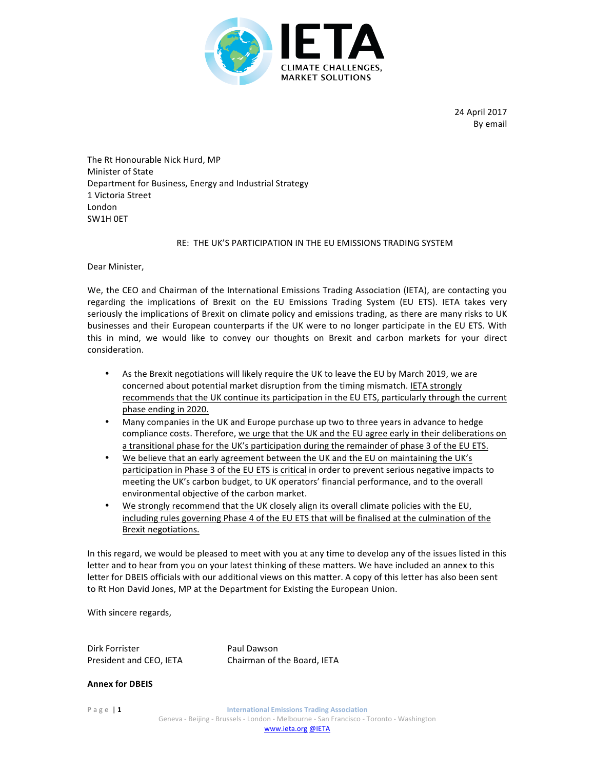IETA

CLIMATE CHALLENGES, MARKET SOLUTIONS

24 April 2017
By email

The Rt Honourable Nick Hurd, MP
Minister of State
Department for Business, Energy and Industrial Strategy
1 Victoria Street
London
SW1H 0ET

RE: THE UK'S PARTICIPATION IN THE EU EMISSIONS TRADING SYSTEM

Dear Minister,

We, the CEO and Chairman of the International Emissions Trading Association (IETA), are contacting you regarding the implications of Brexit on the EU Emissions Trading System (EU ETS). IETA takes very seriously the implications of Brexit on climate policy and emissions trading, as there are many risks to UK businesses and their European counterparts if the UK were to no longer participate in the EU ETS. With this in mind, we would like to convey our thoughts on Brexit and carbon markets for your direct consideration.

- As the Brexit negotiations will likely require the UK to leave the EU by March 2019, we are concerned about potential market disruption from the timing mismatch. IETA strongly recommends that the UK continue its participation in the EU ETS, particularly through the current phase ending in 2020.
- Many companies in the UK and Europe purchase up two to three years in advance to hedge compliance costs. Therefore, we urge that the UK and the EU agree early in their deliberations on a transitional phase for the UK's participation during the remainder of phase 3 of the EU ETS.
- We believe that an early agreement between the UK and the EU on maintaining the UK's participation in Phase 3 of the EU ETS is critical in order to prevent serious negative impacts to meeting the UK's carbon budget, to UK operators' financial performance, and to the overall environmental objective of the carbon market.
- We strongly recommend that the UK closely align its overall climate policies with the EU, including rules governing Phase 4 of the EU ETS that will be finalised at the culmination of the Brexit negotiations.

In this regard, we would be pleased to meet with you at any time to develop any of the issues listed in this letter and to hear from you on your latest thinking of these matters. We have included an annex to this letter for DBEIS officials with our additional views on this matter. A copy of this letter has also been sent to Rt Hon David Jones, MP at the Department for Existing the European Union.

With sincere regards,

Dirk Forrister
President and CEO, IETA

Paul Dawson
Chairman of the Board, IETA

**Annex for DBEIS**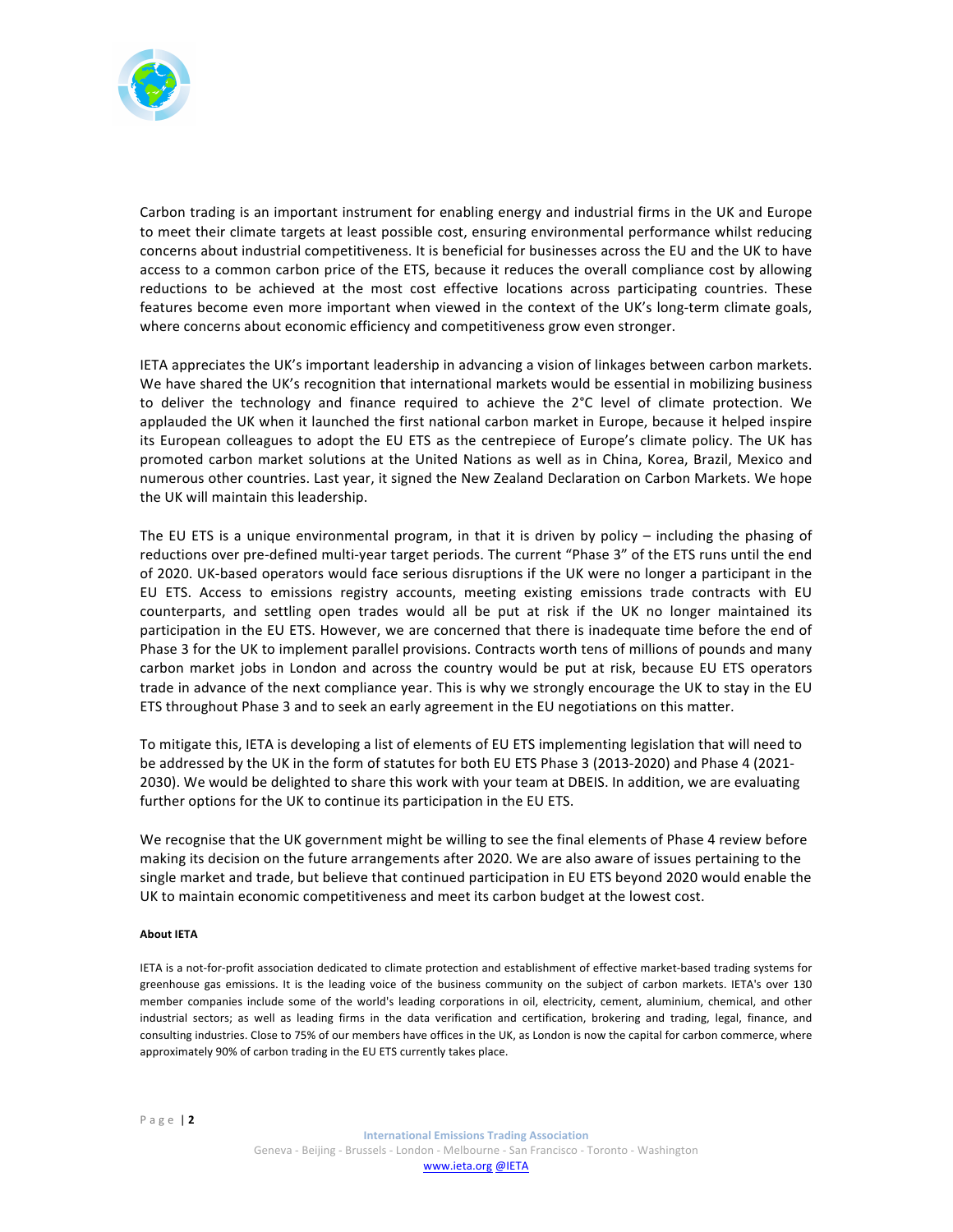Carbon trading is an important instrument for enabling energy and industrial firms in the UK and Europe to meet their climate targets at least possible cost, ensuring environmental performance whilst reducing concerns about industrial competitiveness. It is beneficial for businesses across the EU and the UK to have access to a common carbon price of the ETS, because it reduces the overall compliance cost by allowing reductions to be achieved at the most cost effective locations across participating countries. These features become even more important when viewed in the context of the UK's long-term climate goals, where concerns about economic efficiency and competitiveness grow even stronger.

IETA appreciates the UK's important leadership in advancing a vision of linkages between carbon markets. We have shared the UK's recognition that international markets would be essential in mobilizing business to deliver the technology and finance required to achieve the 2°C level of climate protection. We applauded the UK when it launched the first national carbon market in Europe, because it helped inspire its European colleagues to adopt the EU ETS as the centrepiece of Europe's climate policy. The UK has promoted carbon market solutions at the United Nations as well as in China, Korea, Brazil, Mexico and numerous other countries. Last year, it signed the New Zealand Declaration on Carbon Markets. We hope the UK will maintain this leadership.

The EU ETS is a unique environmental program, in that it is driven by policy – including the phasing of reductions over pre-defined multi-year target periods. The current "Phase 3" of the ETS runs until the end of 2020. UK-based operators would face serious disruptions if the UK were no longer a participant in the EU ETS. Access to emissions registry accounts, meeting existing emissions trade contracts with EU counterparts, and settling open trades would all be put at risk if the UK no longer maintained its participation in the EU ETS. However, we are concerned that there is inadequate time before the end of Phase 3 for the UK to implement parallel provisions. Contracts worth tens of millions of pounds and many carbon market jobs in London and across the country would be put at risk, because EU ETS operators trade in advance of the next compliance year. This is why we strongly encourage the UK to stay in the EU ETS throughout Phase 3 and to seek an early agreement in the EU negotiations on this matter.

To mitigate this, IETA is developing a list of elements of EU ETS implementing legislation that will need to be addressed by the UK in the form of statutes for both EU ETS Phase 3 (2013-2020) and Phase 4 (2021-2030). We would be delighted to share this work with your team at DBEIS. In addition, we are evaluating further options for the UK to continue its participation in the EU ETS.

We recognise that the UK government might be willing to see the final elements of Phase 4 review before making its decision on the future arrangements after 2020. We are also aware of issues pertaining to the single market and trade, but believe that continued participation in EU ETS beyond 2020 would enable the UK to maintain economic competitiveness and meet its carbon budget at the lowest cost.

**About IETA**

IETA is a not-for-profit association dedicated to climate protection and establishment of effective market-based trading systems for greenhouse gas emissions. It is the leading voice of the business community on the subject of carbon markets. IETA's over 130 member companies include some of the world's leading corporations in oil, electricity, cement, aluminium, chemical, and other industrial sectors; as well as leading firms in the data verification and certification, brokering and trading, legal, finance, and consulting industries. Close to 75% of our members have offices in the UK, as London is now the capital for carbon commerce, where approximately 90% of carbon trading in the EU ETS currently takes place.